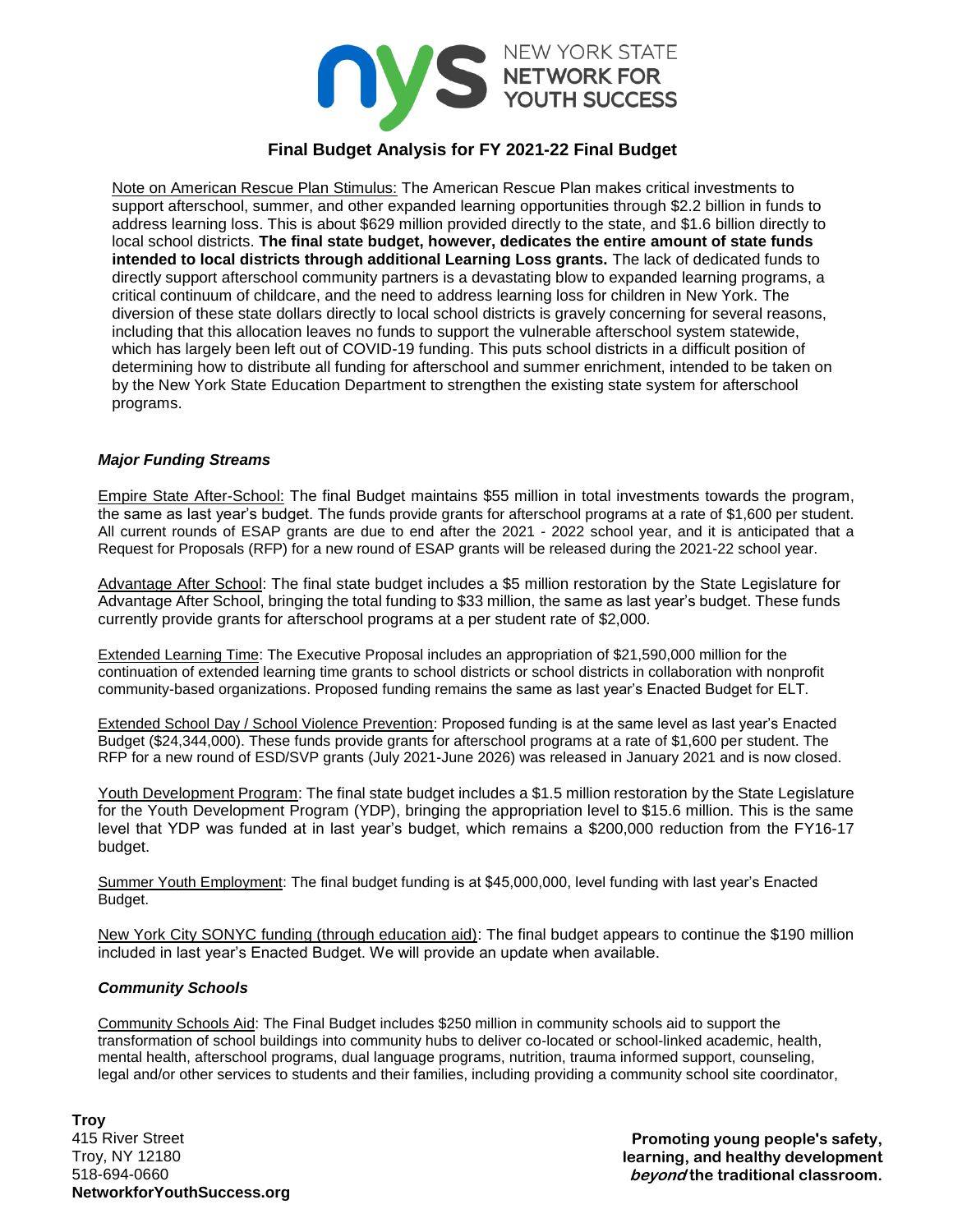# Final Budget Analysis for FY 2021-22 Final Budget

Note on American Rescue Plan Stimulus: The American Rescue Plan makes critical investments to support afterschool, summer, and other expanded learning opportunities through $2.2 billion in funds to address learning loss. This is about $629 million provided directly to the state, and $1.6 billion directly to local school districts. **The final state budget, however, dedicates the entire amount of state funds intended to local districts through additional Learning Loss grants.** The lack of dedicated funds to directly support afterschool community partners is a devastating blow to expanded learning programs, a critical continuum of childcare, and the need to address learning loss for children in New York. The diversion of these state dollars directly to local school districts is gravely concerning for several reasons, including that this allocation leaves no funds to support the vulnerable afterschool system statewide, which has largely been left out of COVID-19 funding. This puts school districts in a difficult position of determining how to distribute all funding for afterschool and summer enrichment, intended to be taken on by the New York State Education Department to strengthen the existing state system for afterschool programs.

## *Major Funding Streams*

Empire State After-School: The final Budget maintains $55 million in total investments towards the program, the same as last year's budget. The funds provide grants for afterschool programs at a rate of $1,600 per student. All current rounds of ESAP grants are due to end after the 2021 - 2022 school year, and it is anticipated that a Request for Proposals (RFP) for a new round of ESAP grants will be released during the 2021-22 school year.

Advantage After School: The final state budget includes a $5 million restoration by the State Legislature for Advantage After School, bringing the total funding to $33 million, the same as last year's budget. These funds currently provide grants for afterschool programs at a per student rate of $2,000.

Extended Learning Time: The Executive Proposal includes an appropriation of $21,590,000 million for the continuation of extended learning time grants to school districts or school districts in collaboration with nonprofit community-based organizations. Proposed funding remains the same as last year's Enacted Budget for ELT.

Extended School Day / School Violence Prevention: Proposed funding is at the same level as last year's Enacted Budget ($24,344,000). These funds provide grants for afterschool programs at a rate of $1,600 per student. The RFP for a new round of ESD/SVP grants (July 2021-June 2026) was released in January 2021 and is now closed.

Youth Development Program: The final state budget includes a $1.5 million restoration by the State Legislature for the Youth Development Program (YDP), bringing the appropriation level to $15.6 million. This is the same level that YDP was funded at in last year's budget, which remains a $200,000 reduction from the FY16-17 budget.

Summer Youth Employment: The final budget funding is at $45,000,000, level funding with last year's Enacted Budget.

New York City SONYC funding (through education aid): The final budget appears to continue the $190 million included in last year's Enacted Budget. We will provide an update when available.

## *Community Schools*

Community Schools Aid: The Final Budget includes $250 million in community schools aid to support the transformation of school buildings into community hubs to deliver co-located or school-linked academic, health, mental health, afterschool programs, dual language programs, nutrition, trauma informed support, counseling, legal and/or other services to students and their families, including providing a community school site coordinator,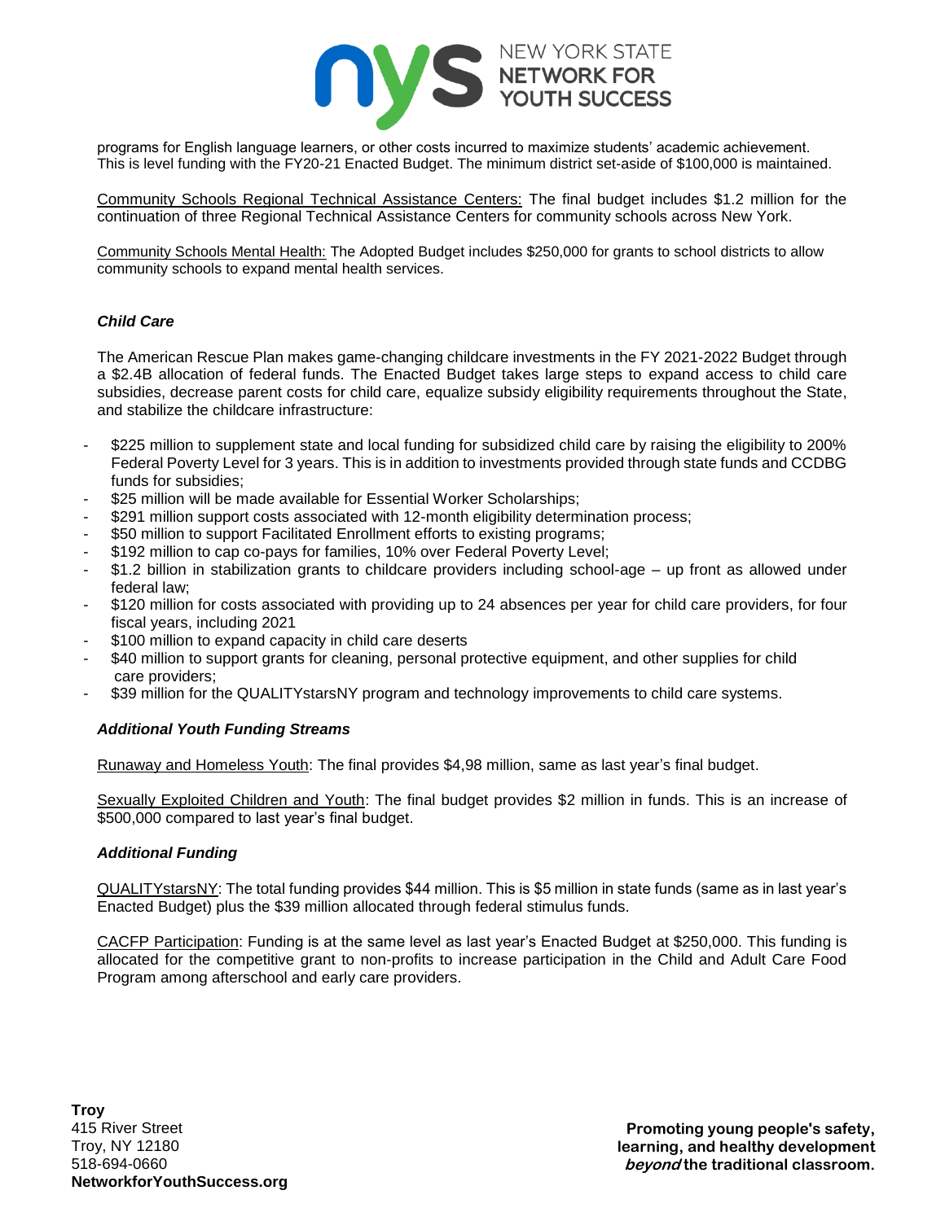programs for English language learners, or other costs incurred to maximize students' academic achievement. This is level funding with the FY20-21 Enacted Budget. The minimum district set-aside of $100,000 is maintained.

Community Schools Regional Technical Assistance Centers: The final budget includes $1.2 million for the continuation of three Regional Technical Assistance Centers for community schools across New York.

Community Schools Mental Health: The Adopted Budget includes $250,000 for grants to school districts to allow community schools to expand mental health services.

### *Child Care*

The American Rescue Plan makes game-changing childcare investments in the FY 2021-2022 Budget through a $2.4B allocation of federal funds. The Enacted Budget takes large steps to expand access to child care subsidies, decrease parent costs for child care, equalize subsidy eligibility requirements throughout the State, and stabilize the childcare infrastructure:

- $225 million to supplement state and local funding for subsidized child care by raising the eligibility to 200% Federal Poverty Level for 3 years. This is in addition to investments provided through state funds and CCDBG funds for subsidies;
- $25 million will be made available for Essential Worker Scholarships;
- $291 million support costs associated with 12-month eligibility determination process;
- $50 million to support Facilitated Enrollment efforts to existing programs;
- $192 million to cap co-pays for families, 10% over Federal Poverty Level;
- $1.2 billion in stabilization grants to childcare providers including school-age – up front as allowed under federal law;
- $120 million for costs associated with providing up to 24 absences per year for child care providers, for four fiscal years, including 2021
- $100 million to expand capacity in child care deserts
- $40 million to support grants for cleaning, personal protective equipment, and other supplies for child care providers;
- $39 million for the QUALITYstarsNY program and technology improvements to child care systems.

### *Additional Youth Funding Streams*

Runaway and Homeless Youth: The final provides $4,98 million, same as last year's final budget.

Sexually Exploited Children and Youth: The final budget provides $2 million in funds. This is an increase of $500,000 compared to last year's final budget.

### *Additional Funding*

QUALITYstarsNY: The total funding provides $44 million. This is $5 million in state funds (same as in last year's Enacted Budget) plus the $39 million allocated through federal stimulus funds.

CACFP Participation: Funding is at the same level as last year's Enacted Budget at $250,000. This funding is allocated for the competitive grant to non-profits to increase participation in the Child and Adult Care Food Program among afterschool and early care providers.